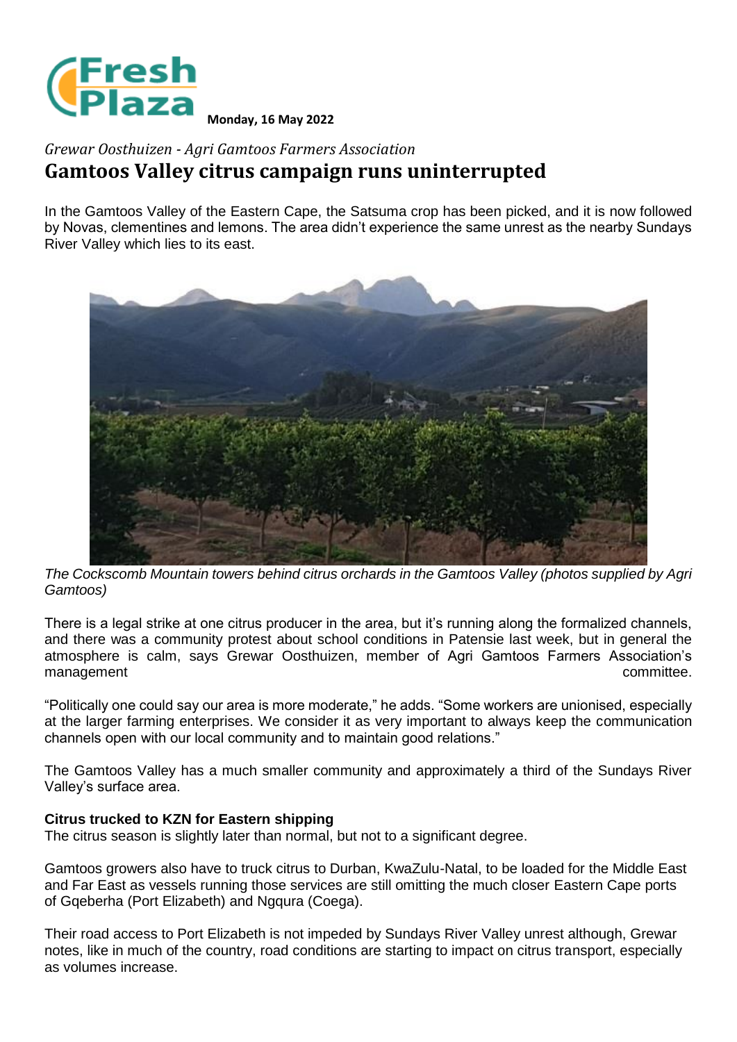Monday, 16 May 2022

*Grewar Oosthuizen - Agri Gamtoos Farmers Association*

# Gamtoos Valley citrus campaign runs uninterrupted

In the Gamtoos Valley of the Eastern Cape, the Satsuma crop has been picked, and it is now followed by Novas, clementines and lemons. The area didn't experience the same unrest as the nearby Sundays River Valley which lies to its east.

*The Cockscomb Mountain towers behind citrus orchards in the Gamtoos Valley (photos supplied by Agri Gamtoos)*

There is a legal strike at one citrus producer in the area, but it's running along the formalized channels, and there was a community protest about school conditions in Patensie last week, but in general the atmosphere is calm, says Grewar Oosthuizen, member of Agri Gamtoos Farmers Association's management committee.

"Politically one could say our area is more moderate," he adds. "Some workers are unionised, especially at the larger farming enterprises. We consider it as very important to always keep the communication channels open with our local community and to maintain good relations."

The Gamtoos Valley has a much smaller community and approximately a third of the Sundays River Valley's surface area.

**Citrus trucked to KZN for Eastern shipping**

The citrus season is slightly later than normal, but not to a significant degree.

Gamtoos growers also have to truck citrus to Durban, KwaZulu-Natal, to be loaded for the Middle East and Far East as vessels running those services are still omitting the much closer Eastern Cape ports of Gqeberha (Port Elizabeth) and Ngqura (Coega).

Their road access to Port Elizabeth is not impeded by Sundays River Valley unrest although, Grewar notes, like in much of the country, road conditions are starting to impact on citrus transport, especially as volumes increase.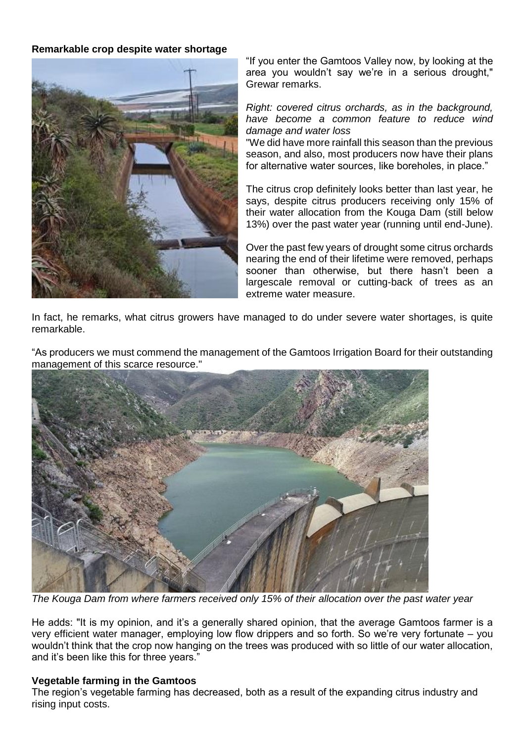**Remarkable crop despite water shortage**

"If you enter the Gamtoos Valley now, by looking at the area you wouldn't say we're in a serious drought," Grewar remarks.

*Right: covered citrus orchards, as in the background, have become a common feature to reduce wind damage and water loss*

"We did have more rainfall this season than the previous season, and also, most producers now have their plans for alternative water sources, like boreholes, in place."

The citrus crop definitely looks better than last year, he says, despite citrus producers receiving only 15% of their water allocation from the Kouga Dam (still below 13%) over the past water year (running until end-June).

Over the past few years of drought some citrus orchards nearing the end of their lifetime were removed, perhaps sooner than otherwise, but there hasn't been a largescale removal or cutting-back of trees as an extreme water measure.

In fact, he remarks, what citrus growers have managed to do under severe water shortages, is quite remarkable.

"As producers we must commend the management of the Gamtoos Irrigation Board for their outstanding management of this scarce resource."

*The Kouga Dam from where farmers received only 15% of their allocation over the past water year*

He adds: "It is my opinion, and it's a generally shared opinion, that the average Gamtoos farmer is a very efficient water manager, employing low flow drippers and so forth. So we're very fortunate – you wouldn't think that the crop now hanging on the trees was produced with so little of our water allocation, and it's been like this for three years."

**Vegetable farming in the Gamtoos**

The region's vegetable farming has decreased, both as a result of the expanding citrus industry and rising input costs.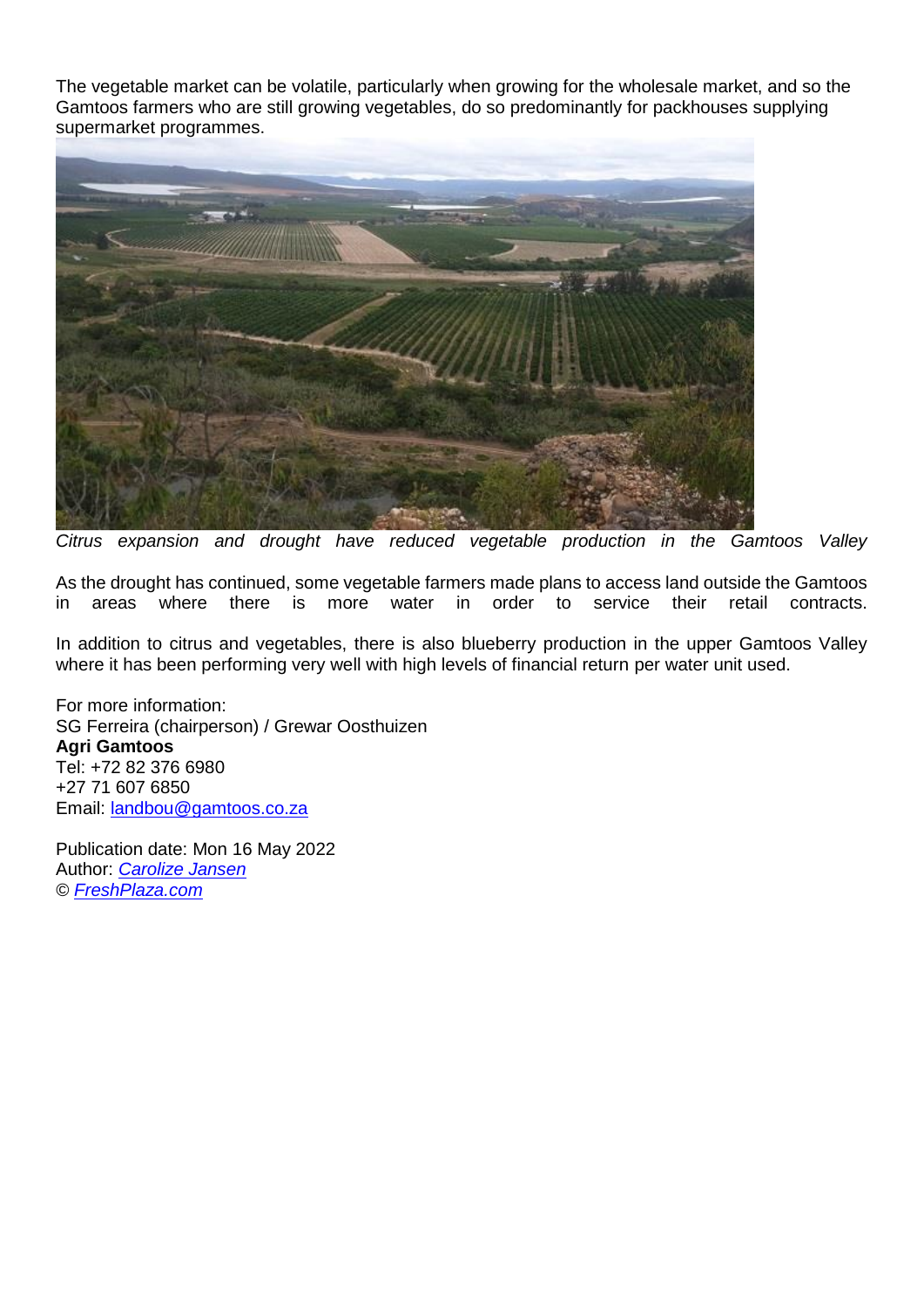The vegetable market can be volatile, particularly when growing for the wholesale market, and so the Gamtoos farmers who are still growing vegetables, do so predominantly for packhouses supplying supermarket programmes.

*Citrus expansion and drought have reduced vegetable production in the Gamtoos Valley*

As the drought has continued, some vegetable farmers made plans to access land outside the Gamtoos in areas where there is more water in order to service their retail contracts.

In addition to citrus and vegetables, there is also blueberry production in the upper Gamtoos Valley where it has been performing very well with high levels of financial return per water unit used.

For more information:
SG Ferreira (chairperson) / Grewar Oosthuizen
**Agri Gamtoos**
Tel: +72 82 376 6980
+27 71 607 6850
Email: landbou@gamtoos.co.za

Publication date: Mon 16 May 2022
Author: *Carolize Jansen*
© *FreshPlaza.com*